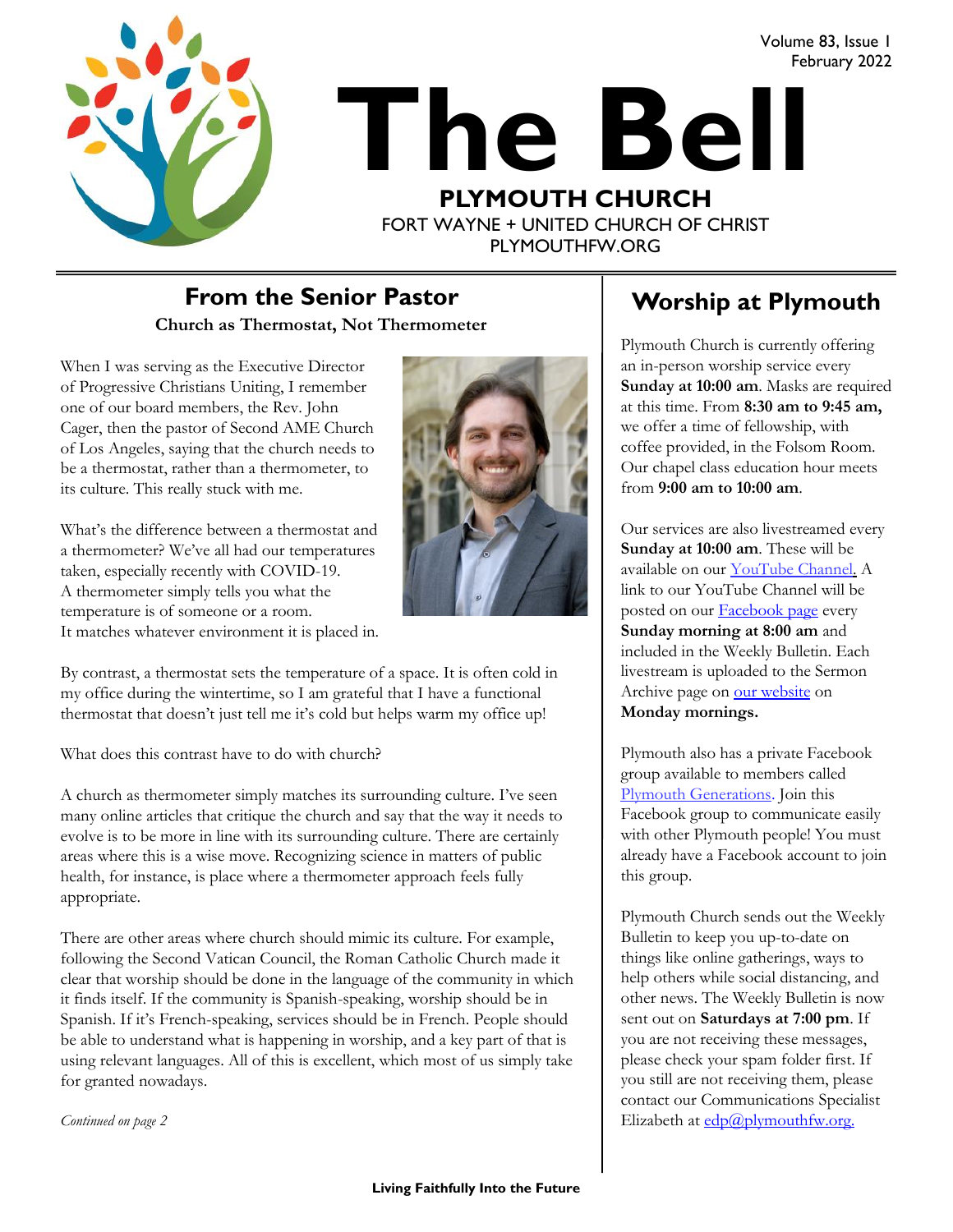Volume 83, Issue 1
February 2022

# The Bell

**PLYMOUTH CHURCH**
FORT WAYNE + UNITED CHURCH OF CHRIST
PLYMOUTHFW.ORG

## From the Senior Pastor

**Church as Thermostat, Not Thermometer**

When I was serving as the Executive Director of Progressive Christians Uniting, I remember one of our board members, the Rev. John Cager, then the pastor of Second AME Church of Los Angeles, saying that the church needs to be a thermostat, rather than a thermometer, to its culture. This really stuck with me.

What's the difference between a thermostat and a thermometer? We've all had our temperatures taken, especially recently with COVID-19. A thermometer simply tells you what the temperature is of someone or a room. It matches whatever environment it is placed in.

By contrast, a thermostat sets the temperature of a space. It is often cold in my office during the wintertime, so I am grateful that I have a functional thermostat that doesn't just tell me it's cold but helps warm my office up!

What does this contrast have to do with church?

A church as thermometer simply matches its surrounding culture. I've seen many online articles that critique the church and say that the way it needs to evolve is to be more in line with its surrounding culture. There are certainly areas where this is a wise move. Recognizing science in matters of public health, for instance, is place where a thermometer approach feels fully appropriate.

There are other areas where church should mimic its culture. For example, following the Second Vatican Council, the Roman Catholic Church made it clear that worship should be done in the language of the community in which it finds itself. If the community is Spanish-speaking, worship should be in Spanish. If it's French-speaking, services should be in French. People should be able to understand what is happening in worship, and a key part of that is using relevant languages. All of this is excellent, which most of us simply take for granted nowadays.

*Continued on page 2*

## Worship at Plymouth

Plymouth Church is currently offering an in-person worship service every **Sunday at 10:00 am**. Masks are required at this time. From **8:30 am to 9:45 am,** we offer a time of fellowship, with coffee provided, in the Folsom Room. Our chapel class education hour meets from **9:00 am to 10:00 am**.

Our services are also livestreamed every **Sunday at 10:00 am**. These will be available on our YouTube Channel. A link to our YouTube Channel will be posted on our Facebook page every **Sunday morning at 8:00 am** and included in the Weekly Bulletin. Each livestream is uploaded to the Sermon Archive page on our website on **Monday mornings.**

Plymouth also has a private Facebook group available to members called Plymouth Generations. Join this Facebook group to communicate easily with other Plymouth people! You must already have a Facebook account to join this group.

Plymouth Church sends out the Weekly Bulletin to keep you up-to-date on things like online gatherings, ways to help others while social distancing, and other news. The Weekly Bulletin is now sent out on **Saturdays at 7:00 pm**. If you are not receiving these messages, please check your spam folder first. If you still are not receiving them, please contact our Communications Specialist Elizabeth at edp@plymouthfw.org.

**Living Faithfully Into the Future**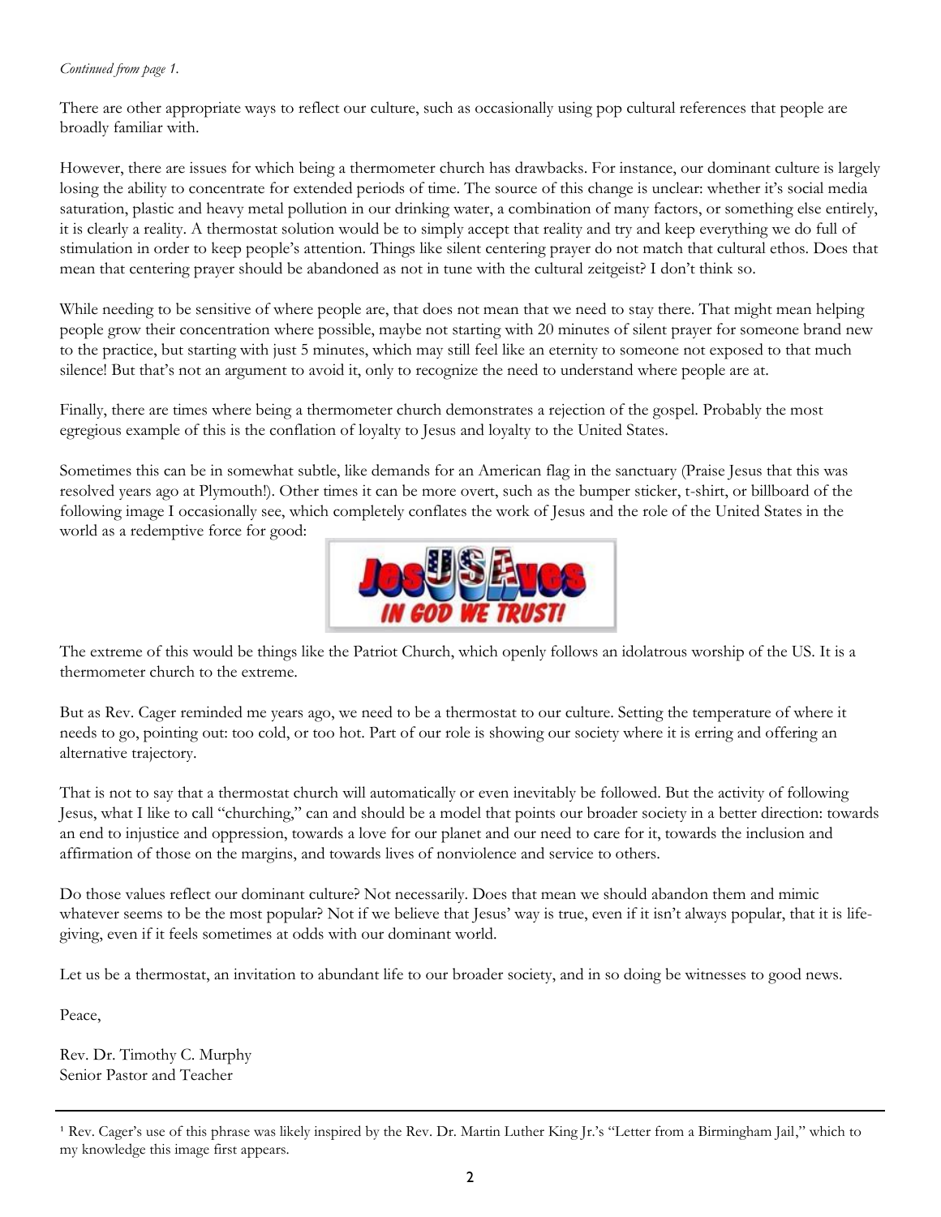*Continued from page 1.*

There are other appropriate ways to reflect our culture, such as occasionally using pop cultural references that people are broadly familiar with.

However, there are issues for which being a thermometer church has drawbacks. For instance, our dominant culture is largely losing the ability to concentrate for extended periods of time. The source of this change is unclear: whether it's social media saturation, plastic and heavy metal pollution in our drinking water, a combination of many factors, or something else entirely, it is clearly a reality. A thermostat solution would be to simply accept that reality and try and keep everything we do full of stimulation in order to keep people's attention. Things like silent centering prayer do not match that cultural ethos. Does that mean that centering prayer should be abandoned as not in tune with the cultural zeitgeist? I don't think so.

While needing to be sensitive of where people are, that does not mean that we need to stay there. That might mean helping people grow their concentration where possible, maybe not starting with 20 minutes of silent prayer for someone brand new to the practice, but starting with just 5 minutes, which may still feel like an eternity to someone not exposed to that much silence! But that's not an argument to avoid it, only to recognize the need to understand where people are at.

Finally, there are times where being a thermometer church demonstrates a rejection of the gospel. Probably the most egregious example of this is the conflation of loyalty to Jesus and loyalty to the United States.

Sometimes this can be in somewhat subtle, like demands for an American flag in the sanctuary (Praise Jesus that this was resolved years ago at Plymouth!). Other times it can be more overt, such as the bumper sticker, t-shirt, or billboard of the following image I occasionally see, which completely conflates the work of Jesus and the role of the United States in the world as a redemptive force for good:

The extreme of this would be things like the Patriot Church, which openly follows an idolatrous worship of the US. It is a thermometer church to the extreme.

But as Rev. Cager reminded me years ago, we need to be a thermostat to our culture. Setting the temperature of where it needs to go, pointing out: too cold, or too hot. Part of our role is showing our society where it is erring and offering an alternative trajectory.

That is not to say that a thermostat church will automatically or even inevitably be followed. But the activity of following Jesus, what I like to call "churching," can and should be a model that points our broader society in a better direction: towards an end to injustice and oppression, towards a love for our planet and our need to care for it, towards the inclusion and affirmation of those on the margins, and towards lives of nonviolence and service to others.

Do those values reflect our dominant culture? Not necessarily. Does that mean we should abandon them and mimic whatever seems to be the most popular? Not if we believe that Jesus' way is true, even if it isn't always popular, that it is life-giving, even if it feels sometimes at odds with our dominant world.

Let us be a thermostat, an invitation to abundant life to our broader society, and in so doing be witnesses to good news.

Peace,

Rev. Dr. Timothy C. Murphy
Senior Pastor and Teacher

---

[1] Rev. Cager's use of this phrase was likely inspired by the Rev. Dr. Martin Luther King Jr.'s "Letter from a Birmingham Jail," which to my knowledge this image first appears.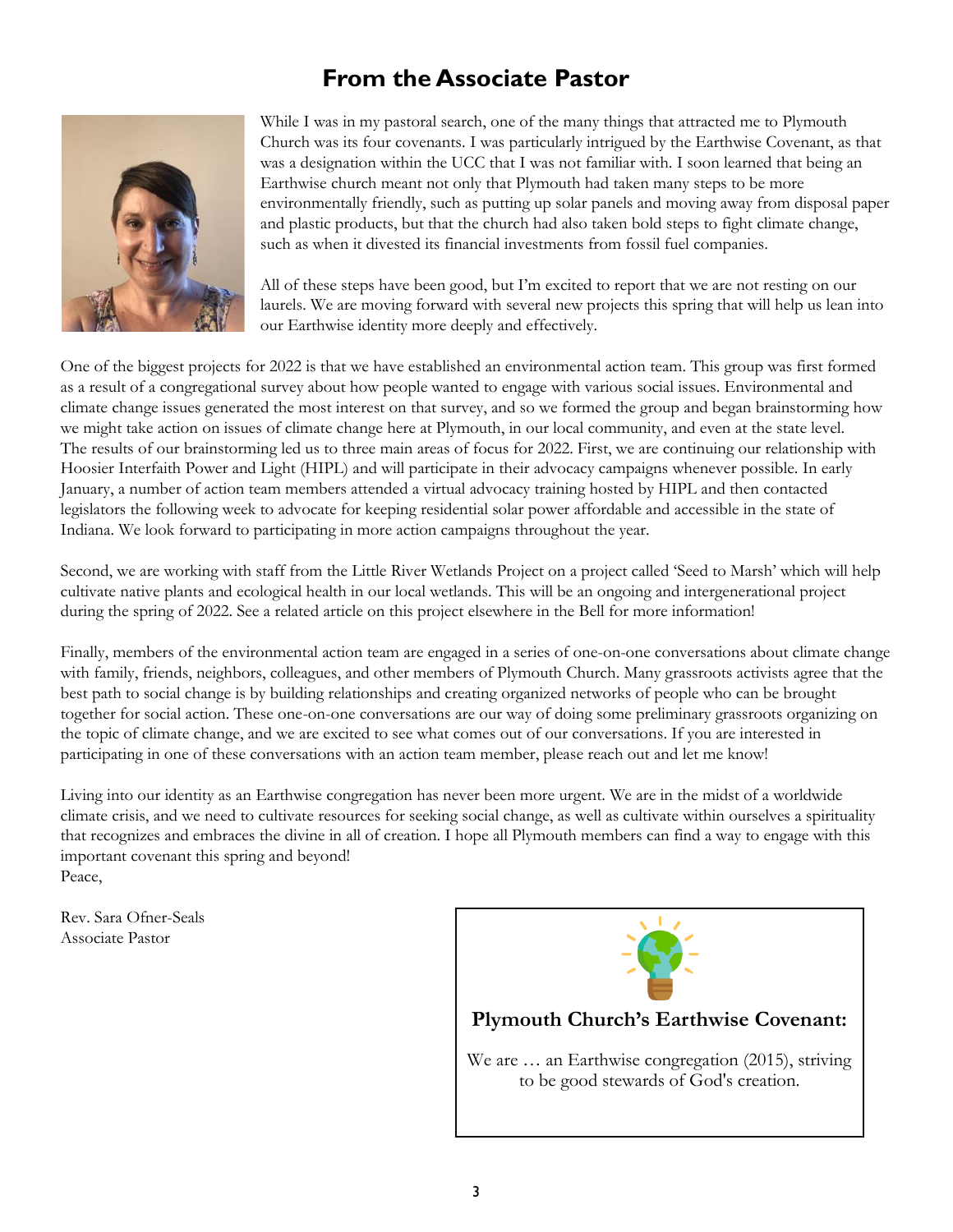# From the Associate Pastor

While I was in my pastoral search, one of the many things that attracted me to Plymouth Church was its four covenants. I was particularly intrigued by the Earthwise Covenant, as that was a designation within the UCC that I was not familiar with. I soon learned that being an Earthwise church meant not only that Plymouth had taken many steps to be more environmentally friendly, such as putting up solar panels and moving away from disposal paper and plastic products, but that the church had also taken bold steps to fight climate change, such as when it divested its financial investments from fossil fuel companies.

All of these steps have been good, but I'm excited to report that we are not resting on our laurels. We are moving forward with several new projects this spring that will help us lean into our Earthwise identity more deeply and effectively.

One of the biggest projects for 2022 is that we have established an environmental action team. This group was first formed as a result of a congregational survey about how people wanted to engage with various social issues. Environmental and climate change issues generated the most interest on that survey, and so we formed the group and began brainstorming how we might take action on issues of climate change here at Plymouth, in our local community, and even at the state level. The results of our brainstorming led us to three main areas of focus for 2022. First, we are continuing our relationship with Hoosier Interfaith Power and Light (HIPL) and will participate in their advocacy campaigns whenever possible. In early January, a number of action team members attended a virtual advocacy training hosted by HIPL and then contacted legislators the following week to advocate for keeping residential solar power affordable and accessible in the state of Indiana. We look forward to participating in more action campaigns throughout the year.

Second, we are working with staff from the Little River Wetlands Project on a project called 'Seed to Marsh' which will help cultivate native plants and ecological health in our local wetlands. This will be an ongoing and intergenerational project during the spring of 2022. See a related article on this project elsewhere in the Bell for more information!

Finally, members of the environmental action team are engaged in a series of one-on-one conversations about climate change with family, friends, neighbors, colleagues, and other members of Plymouth Church. Many grassroots activists agree that the best path to social change is by building relationships and creating organized networks of people who can be brought together for social action. These one-on-one conversations are our way of doing some preliminary grassroots organizing on the topic of climate change, and we are excited to see what comes out of our conversations. If you are interested in participating in one of these conversations with an action team member, please reach out and let me know!

Living into our identity as an Earthwise congregation has never been more urgent. We are in the midst of a worldwide climate crisis, and we need to cultivate resources for seeking social change, as well as cultivate within ourselves a spirituality that recognizes and embraces the divine in all of creation. I hope all Plymouth members can find a way to engage with this important covenant this spring and beyond!

Peace,

Rev. Sara Ofner-Seals
Associate Pastor

**Plymouth Church's Earthwise Covenant:**

We are … an Earthwise congregation (2015), striving to be good stewards of God's creation.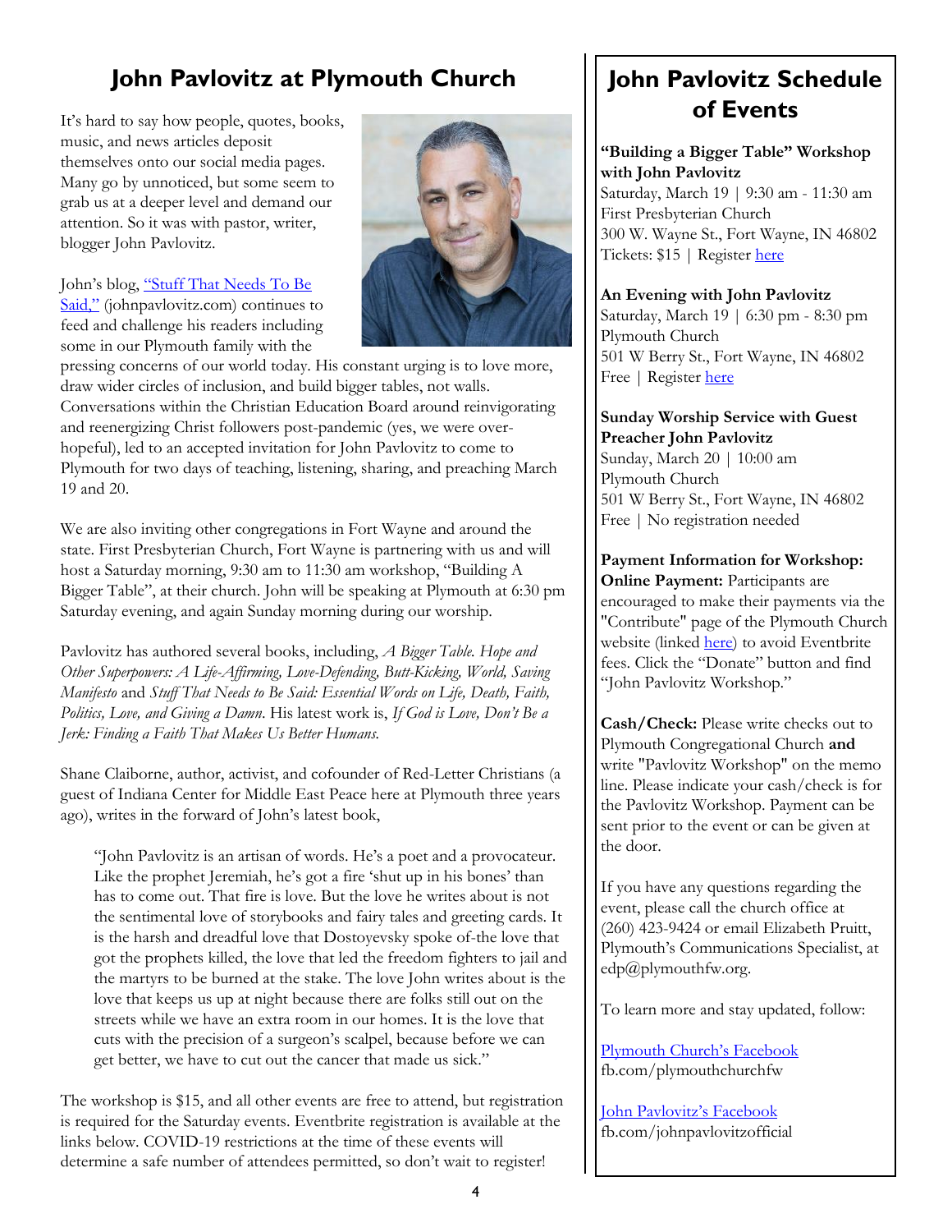# John Pavlovitz at Plymouth Church

It's hard to say how people, quotes, books, music, and news articles deposit themselves onto our social media pages. Many go by unnoticed, but some seem to grab us at a deeper level and demand our attention. So it was with pastor, writer, blogger John Pavlovitz.

John's blog, "Stuff That Needs To Be Said," (johnpavlovitz.com) continues to feed and challenge his readers including some in our Plymouth family with the pressing concerns of our world today. His constant urging is to love more, draw wider circles of inclusion, and build bigger tables, not walls. Conversations within the Christian Education Board around reinvigorating and reenergizing Christ followers post-pandemic (yes, we were over-hopeful), led to an accepted invitation for John Pavlovitz to come to Plymouth for two days of teaching, listening, sharing, and preaching March 19 and 20.

We are also inviting other congregations in Fort Wayne and around the state. First Presbyterian Church, Fort Wayne is partnering with us and will host a Saturday morning, 9:30 am to 11:30 am workshop, "Building A Bigger Table", at their church. John will be speaking at Plymouth at 6:30 pm Saturday evening, and again Sunday morning during our worship.

Pavlovitz has authored several books, including, *A Bigger Table. Hope and Other Superpowers: A Life-Affirming, Love-Defending, Butt-Kicking, World, Saving Manifesto* and *Stuff That Needs to Be Said: Essential Words on Life, Death, Faith, Politics, Love, and Giving a Damn*. His latest work is, *If God is Love, Don't Be a Jerk: Finding a Faith That Makes Us Better Humans.*

Shane Claiborne, author, activist, and cofounder of Red-Letter Christians (a guest of Indiana Center for Middle East Peace here at Plymouth three years ago), writes in the forward of John's latest book,

> "John Pavlovitz is an artisan of words. He's a poet and a provocateur. Like the prophet Jeremiah, he's got a fire 'shut up in his bones' than has to come out. That fire is love. But the love he writes about is not the sentimental love of storybooks and fairy tales and greeting cards. It is the harsh and dreadful love that Dostoyevsky spoke of-the love that got the prophets killed, the love that led the freedom fighters to jail and the martyrs to be burned at the stake. The love John writes about is the love that keeps us up at night because there are folks still out on the streets while we have an extra room in our homes. It is the love that cuts with the precision of a surgeon's scalpel, because before we can get better, we have to cut out the cancer that made us sick."

The workshop is $15, and all other events are free to attend, but registration is required for the Saturday events. Eventbrite registration is available at the links below. COVID-19 restrictions at the time of these events will determine a safe number of attendees permitted, so don't wait to register!

## John Pavlovitz Schedule of Events

**"Building a Bigger Table" Workshop with John Pavlovitz**
Saturday, March 19 | 9:30 am - 11:30 am
First Presbyterian Church
300 W. Wayne St., Fort Wayne, IN 46802
Tickets: $15 | Register here

**An Evening with John Pavlovitz**
Saturday, March 19 | 6:30 pm - 8:30 pm
Plymouth Church
501 W Berry St., Fort Wayne, IN 46802
Free | Register here

**Sunday Worship Service with Guest Preacher John Pavlovitz**
Sunday, March 20 | 10:00 am
Plymouth Church
501 W Berry St., Fort Wayne, IN 46802
Free | No registration needed

**Payment Information for Workshop:**
**Online Payment:** Participants are encouraged to make their payments via the "Contribute" page of the Plymouth Church website (linked here) to avoid Eventbrite fees. Click the "Donate" button and find "John Pavlovitz Workshop."

**Cash/Check:** Please write checks out to Plymouth Congregational Church **and** write "Pavlovitz Workshop" on the memo line. Please indicate your cash/check is for the Pavlovitz Workshop. Payment can be sent prior to the event or can be given at the door.

If you have any questions regarding the event, please call the church office at (260) 423-9424 or email Elizabeth Pruitt, Plymouth's Communications Specialist, at edp@plymouthfw.org.

To learn more and stay updated, follow:

Plymouth Church's Facebook
fb.com/plymouthchurchfw

John Pavlovitz's Facebook
fb.com/johnpavlovitzofficial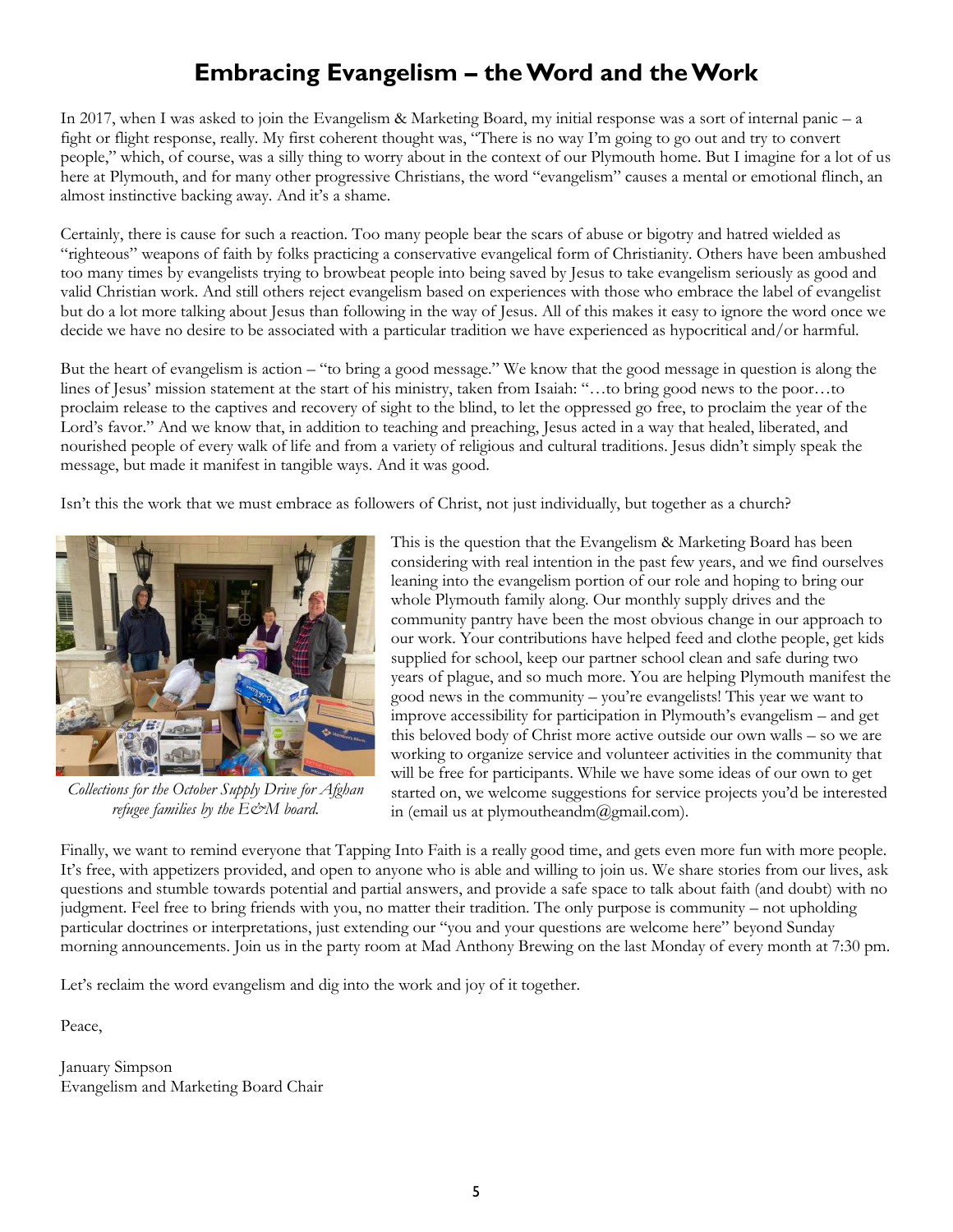# Embracing Evangelism – the Word and the Work

In 2017, when I was asked to join the Evangelism & Marketing Board, my initial response was a sort of internal panic – a fight or flight response, really. My first coherent thought was, "There is no way I'm going to go out and try to convert people," which, of course, was a silly thing to worry about in the context of our Plymouth home. But I imagine for a lot of us here at Plymouth, and for many other progressive Christians, the word "evangelism" causes a mental or emotional flinch, an almost instinctive backing away. And it's a shame.

Certainly, there is cause for such a reaction. Too many people bear the scars of abuse or bigotry and hatred wielded as "righteous" weapons of faith by folks practicing a conservative evangelical form of Christianity. Others have been ambushed too many times by evangelists trying to browbeat people into being saved by Jesus to take evangelism seriously as good and valid Christian work. And still others reject evangelism based on experiences with those who embrace the label of evangelist but do a lot more talking about Jesus than following in the way of Jesus. All of this makes it easy to ignore the word once we decide we have no desire to be associated with a particular tradition we have experienced as hypocritical and/or harmful.

But the heart of evangelism is action – "to bring a good message." We know that the good message in question is along the lines of Jesus' mission statement at the start of his ministry, taken from Isaiah: "…to bring good news to the poor…to proclaim release to the captives and recovery of sight to the blind, to let the oppressed go free, to proclaim the year of the Lord's favor." And we know that, in addition to teaching and preaching, Jesus acted in a way that healed, liberated, and nourished people of every walk of life and from a variety of religious and cultural traditions. Jesus didn't simply speak the message, but made it manifest in tangible ways. And it was good.

Isn't this the work that we must embrace as followers of Christ, not just individually, but together as a church?

*Collections for the October Supply Drive for Afghan refugee families by the E&M board.*

This is the question that the Evangelism & Marketing Board has been considering with real intention in the past few years, and we find ourselves leaning into the evangelism portion of our role and hoping to bring our whole Plymouth family along. Our monthly supply drives and the community pantry have been the most obvious change in our approach to our work. Your contributions have helped feed and clothe people, get kids supplied for school, keep our partner school clean and safe during two years of plague, and so much more. You are helping Plymouth manifest the good news in the community – you're evangelists! This year we want to improve accessibility for participation in Plymouth's evangelism – and get this beloved body of Christ more active outside our own walls – so we are working to organize service and volunteer activities in the community that will be free for participants. While we have some ideas of our own to get started on, we welcome suggestions for service projects you'd be interested in (email us at plymoutheandm@gmail.com).

Finally, we want to remind everyone that Tapping Into Faith is a really good time, and gets even more fun with more people. It's free, with appetizers provided, and open to anyone who is able and willing to join us. We share stories from our lives, ask questions and stumble towards potential and partial answers, and provide a safe space to talk about faith (and doubt) with no judgment. Feel free to bring friends with you, no matter their tradition. The only purpose is community – not upholding particular doctrines or interpretations, just extending our "you and your questions are welcome here" beyond Sunday morning announcements. Join us in the party room at Mad Anthony Brewing on the last Monday of every month at 7:30 pm.

Let's reclaim the word evangelism and dig into the work and joy of it together.

Peace,

January Simpson
Evangelism and Marketing Board Chair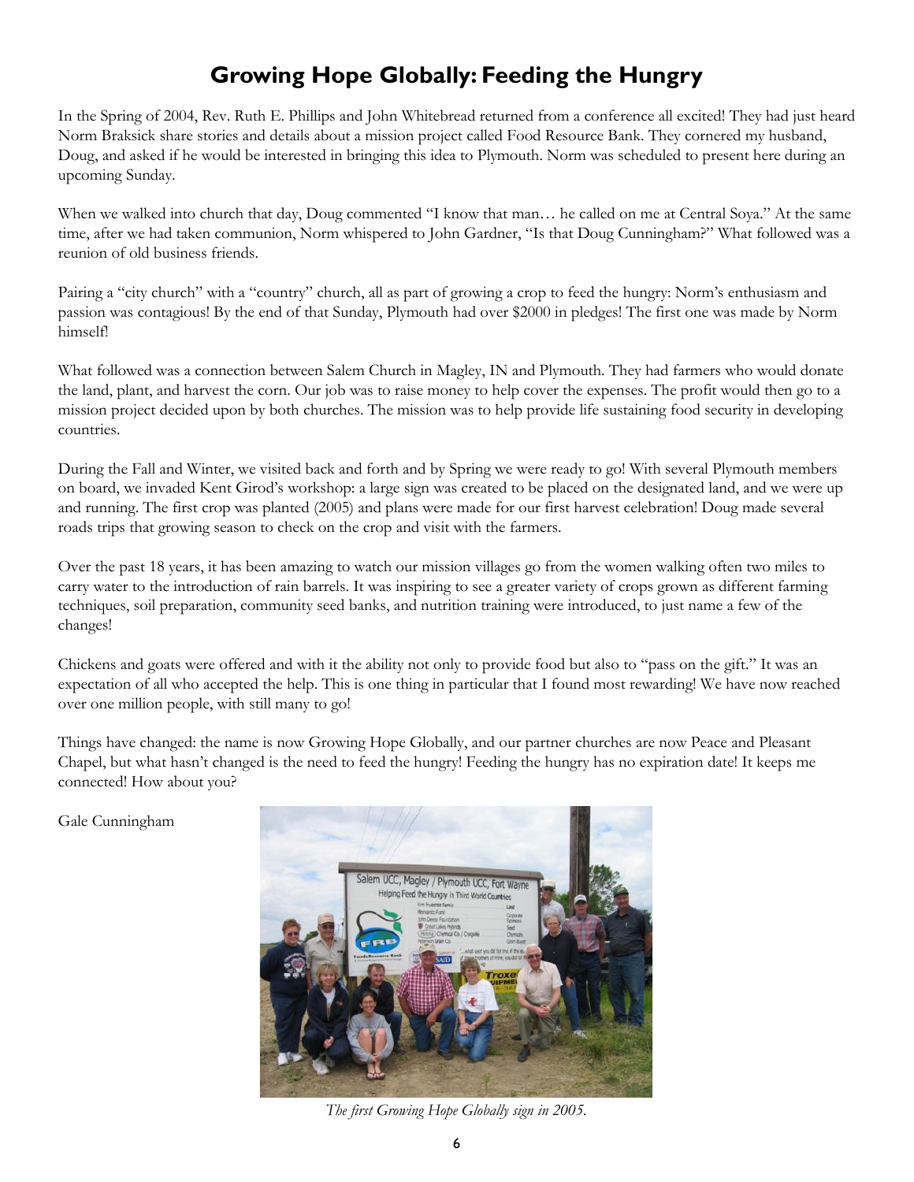# Growing Hope Globally: Feeding the Hungry

In the Spring of 2004, Rev. Ruth E. Phillips and John Whitebread returned from a conference all excited! They had just heard Norm Braksick share stories and details about a mission project called Food Resource Bank. They cornered my husband, Doug, and asked if he would be interested in bringing this idea to Plymouth. Norm was scheduled to present here during an upcoming Sunday.

When we walked into church that day, Doug commented "I know that man… he called on me at Central Soya." At the same time, after we had taken communion, Norm whispered to John Gardner, "Is that Doug Cunningham?" What followed was a reunion of old business friends.

Pairing a "city church" with a "country" church, all as part of growing a crop to feed the hungry: Norm's enthusiasm and passion was contagious! By the end of that Sunday, Plymouth had over $2000 in pledges! The first one was made by Norm himself!

What followed was a connection between Salem Church in Magley, IN and Plymouth. They had farmers who would donate the land, plant, and harvest the corn. Our job was to raise money to help cover the expenses. The profit would then go to a mission project decided upon by both churches. The mission was to help provide life sustaining food security in developing countries.

During the Fall and Winter, we visited back and forth and by Spring we were ready to go! With several Plymouth members on board, we invaded Kent Girod's workshop: a large sign was created to be placed on the designated land, and we were up and running. The first crop was planted (2005) and plans were made for our first harvest celebration! Doug made several roads trips that growing season to check on the crop and visit with the farmers.

Over the past 18 years, it has been amazing to watch our mission villages go from the women walking often two miles to carry water to the introduction of rain barrels. It was inspiring to see a greater variety of crops grown as different farming techniques, soil preparation, community seed banks, and nutrition training were introduced, to just name a few of the changes!

Chickens and goats were offered and with it the ability not only to provide food but also to "pass on the gift." It was an expectation of all who accepted the help. This is one thing in particular that I found most rewarding! We have now reached over one million people, with still many to go!

Things have changed: the name is now Growing Hope Globally, and our partner churches are now Peace and Pleasant Chapel, but what hasn't changed is the need to feed the hungry! Feeding the hungry has no expiration date! It keeps me connected! How about you?

Gale Cunningham

*The first Growing Hope Globally sign in 2005.*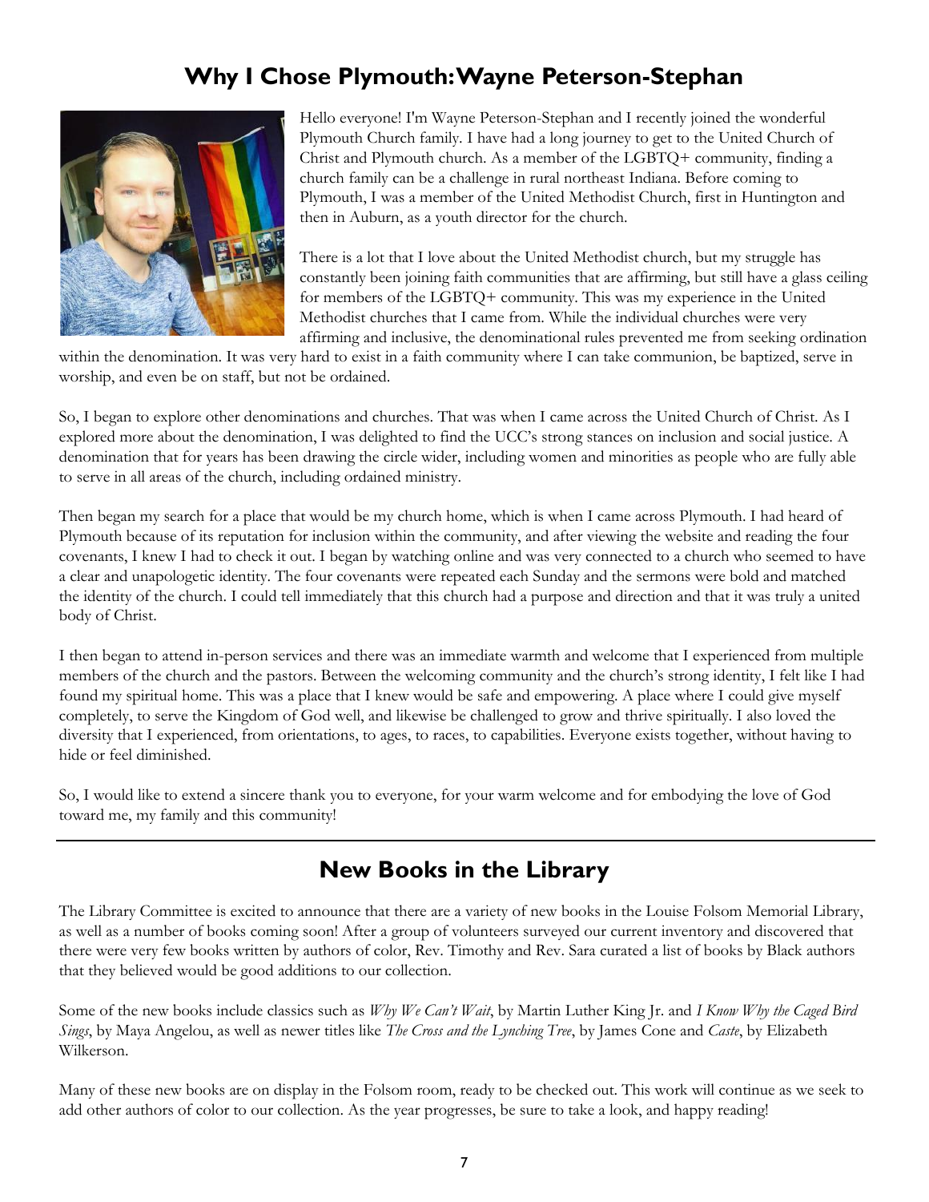## Why I Chose Plymouth: Wayne Peterson-Stephan

Hello everyone! I'm Wayne Peterson-Stephan and I recently joined the wonderful Plymouth Church family. I have had a long journey to get to the United Church of Christ and Plymouth church. As a member of the LGBTQ+ community, finding a church family can be a challenge in rural northeast Indiana. Before coming to Plymouth, I was a member of the United Methodist Church, first in Huntington and then in Auburn, as a youth director for the church.

There is a lot that I love about the United Methodist church, but my struggle has constantly been joining faith communities that are affirming, but still have a glass ceiling for members of the LGBTQ+ community. This was my experience in the United Methodist churches that I came from. While the individual churches were very affirming and inclusive, the denominational rules prevented me from seeking ordination within the denomination. It was very hard to exist in a faith community where I can take communion, be baptized, serve in worship, and even be on staff, but not be ordained.

So, I began to explore other denominations and churches. That was when I came across the United Church of Christ. As I explored more about the denomination, I was delighted to find the UCC's strong stances on inclusion and social justice. A denomination that for years has been drawing the circle wider, including women and minorities as people who are fully able to serve in all areas of the church, including ordained ministry.

Then began my search for a place that would be my church home, which is when I came across Plymouth. I had heard of Plymouth because of its reputation for inclusion within the community, and after viewing the website and reading the four covenants, I knew I had to check it out. I began by watching online and was very connected to a church who seemed to have a clear and unapologetic identity. The four covenants were repeated each Sunday and the sermons were bold and matched the identity of the church. I could tell immediately that this church had a purpose and direction and that it was truly a united body of Christ.

I then began to attend in-person services and there was an immediate warmth and welcome that I experienced from multiple members of the church and the pastors. Between the welcoming community and the church's strong identity, I felt like I had found my spiritual home. This was a place that I knew would be safe and empowering. A place where I could give myself completely, to serve the Kingdom of God well, and likewise be challenged to grow and thrive spiritually. I also loved the diversity that I experienced, from orientations, to ages, to races, to capabilities. Everyone exists together, without having to hide or feel diminished.

So, I would like to extend a sincere thank you to everyone, for your warm welcome and for embodying the love of God toward me, my family and this community!

## New Books in the Library

The Library Committee is excited to announce that there are a variety of new books in the Louise Folsom Memorial Library, as well as a number of books coming soon! After a group of volunteers surveyed our current inventory and discovered that there were very few books written by authors of color, Rev. Timothy and Rev. Sara curated a list of books by Black authors that they believed would be good additions to our collection.

Some of the new books include classics such as *Why We Can't Wait*, by Martin Luther King Jr. and *I Know Why the Caged Bird Sings*, by Maya Angelou, as well as newer titles like *The Cross and the Lynching Tree*, by James Cone and *Caste*, by Elizabeth Wilkerson.

Many of these new books are on display in the Folsom room, ready to be checked out. This work will continue as we seek to add other authors of color to our collection. As the year progresses, be sure to take a look, and happy reading!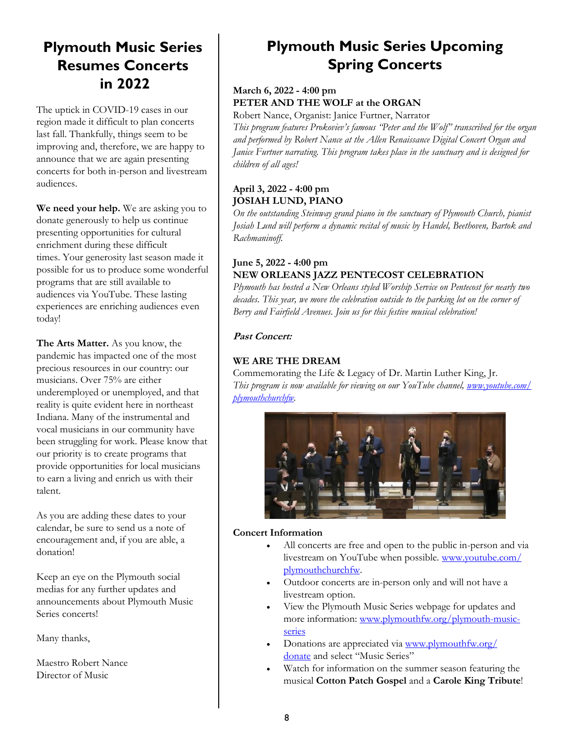## Plymouth Music Series Resumes Concerts in 2022

The uptick in COVID-19 cases in our region made it difficult to plan concerts last fall. Thankfully, things seem to be improving and, therefore, we are happy to announce that we are again presenting concerts for both in-person and livestream audiences.

**We need your help.** We are asking you to donate generously to help us continue presenting opportunities for cultural enrichment during these difficult times. Your generosity last season made it possible for us to produce some wonderful programs that are still available to audiences via YouTube. These lasting experiences are enriching audiences even today!

**The Arts Matter.** As you know, the pandemic has impacted one of the most precious resources in our country: our musicians. Over 75% are either underemployed or unemployed, and that reality is quite evident here in northeast Indiana. Many of the instrumental and vocal musicians in our community have been struggling for work. Please know that our priority is to create programs that provide opportunities for local musicians to earn a living and enrich us with their talent.

As you are adding these dates to your calendar, be sure to send us a note of encouragement and, if you are able, a donation!

Keep an eye on the Plymouth social medias for any further updates and announcements about Plymouth Music Series concerts!

Many thanks,

Maestro Robert Nance
Director of Music

## Plymouth Music Series Upcoming Spring Concerts

**March 6, 2022 - 4:00 pm**
**PETER AND THE WOLF at the ORGAN**
Robert Nance, Organist: Janice Furtner, Narrator
*This program features Prokoviev's famous "Peter and the Wolf" transcribed for the organ and performed by Robert Nance at the Allen Renaissance Digital Concert Organ and Janice Furtner narrating. This program takes place in the sanctuary and is designed for children of all ages!*

**April 3, 2022 - 4:00 pm**
**JOSIAH LUND, PIANO**
*On the outstanding Steinway grand piano in the sanctuary of Plymouth Church, pianist Josiah Lund will perform a dynamic recital of music by Handel, Beethoven, Bartok and Rachmaninoff.*

**June 5, 2022 - 4:00 pm**
**NEW ORLEANS JAZZ PENTECOST CELEBRATION**
*Plymouth has hosted a New Orleans styled Worship Service on Pentecost for nearly two decades. This year, we move the celebration outside to the parking lot on the corner of Berry and Fairfield Avenues. Join us for this festive musical celebration!*

***Past Concert:***

**WE ARE THE DREAM**
Commemorating the Life & Legacy of Dr. Martin Luther King, Jr.
*This program is now available for viewing on our YouTube channel, www.youtube.com/plymouthchurchfw.*

**Concert Information**

- All concerts are free and open to the public in-person and via livestream on YouTube when possible. www.youtube.com/plymouthchurchfw.
- Outdoor concerts are in-person only and will not have a livestream option.
- View the Plymouth Music Series webpage for updates and more information: www.plymouthfw.org/plymouth-music-series
- Donations are appreciated via www.plymouthfw.org/donate and select "Music Series"
- Watch for information on the summer season featuring the musical **Cotton Patch Gospel** and a **Carole King Tribute**!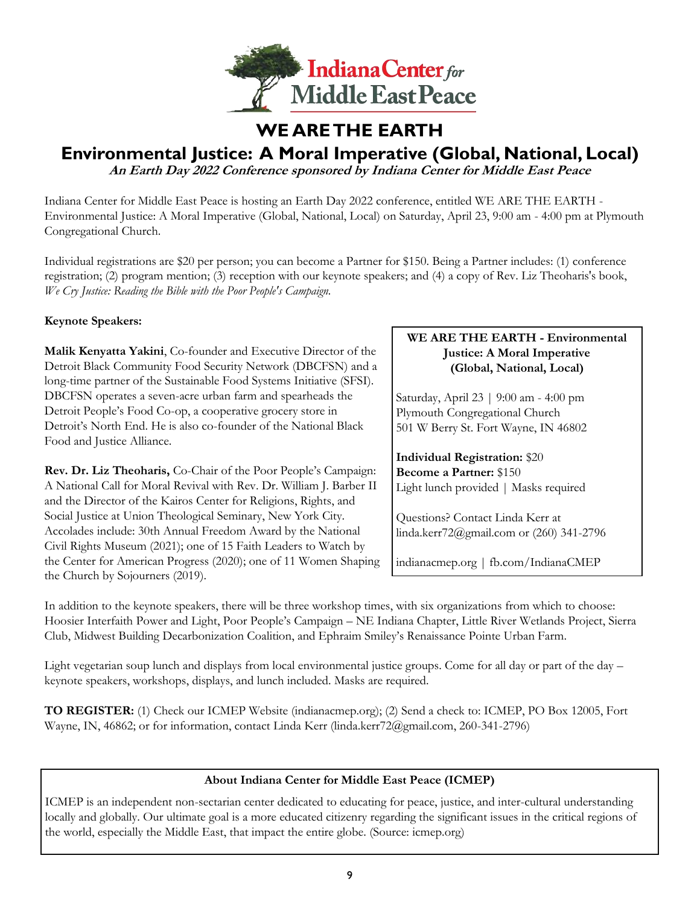Indiana Center *for* Middle East Peace

# WE ARE THE EARTH

## Environmental Justice: A Moral Imperative (Global, National, Local)

***An Earth Day 2022 Conference sponsored by Indiana Center for Middle East Peace***

Indiana Center for Middle East Peace is hosting an Earth Day 2022 conference, entitled WE ARE THE EARTH - Environmental Justice: A Moral Imperative (Global, National, Local) on Saturday, April 23, 9:00 am - 4:00 pm at Plymouth Congregational Church.

Individual registrations are $20 per person; you can become a Partner for $150. Being a Partner includes: (1) conference registration; (2) program mention; (3) reception with our keynote speakers; and (4) a copy of Rev. Liz Theoharis's book, *We Cry Justice: Reading the Bible with the Poor People's Campaign.*

**Keynote Speakers:**

**Malik Kenyatta Yakini**, Co-founder and Executive Director of the Detroit Black Community Food Security Network (DBCFSN) and a long-time partner of the Sustainable Food Systems Initiative (SFSI). DBCFSN operates a seven-acre urban farm and spearheads the Detroit People's Food Co-op, a cooperative grocery store in Detroit's North End. He is also co-founder of the National Black Food and Justice Alliance.

**Rev. Dr. Liz Theoharis,** Co-Chair of the Poor People's Campaign: A National Call for Moral Revival with Rev. Dr. William J. Barber II and the Director of the Kairos Center for Religions, Rights, and Social Justice at Union Theological Seminary, New York City. Accolades include: 30th Annual Freedom Award by the National Civil Rights Museum (2021); one of 15 Faith Leaders to Watch by the Center for American Progress (2020); one of 11 Women Shaping the Church by Sojourners (2019).

**WE ARE THE EARTH - Environmental Justice: A Moral Imperative (Global, National, Local)**

Saturday, April 23 | 9:00 am - 4:00 pm
Plymouth Congregational Church
501 W Berry St. Fort Wayne, IN 46802

**Individual Registration:** $20
**Become a Partner:** $150
Light lunch provided | Masks required

Questions? Contact Linda Kerr at linda.kerr72@gmail.com or (260) 341-2796

indianacmep.org | fb.com/IndianaCMEP

In addition to the keynote speakers, there will be three workshop times, with six organizations from which to choose: Hoosier Interfaith Power and Light, Poor People's Campaign – NE Indiana Chapter, Little River Wetlands Project, Sierra Club, Midwest Building Decarbonization Coalition, and Ephraim Smiley's Renaissance Pointe Urban Farm.

Light vegetarian soup lunch and displays from local environmental justice groups. Come for all day or part of the day – keynote speakers, workshops, displays, and lunch included. Masks are required.

**TO REGISTER:** (1) Check our ICMEP Website (indianacmep.org); (2) Send a check to: ICMEP, PO Box 12005, Fort Wayne, IN, 46862; or for information, contact Linda Kerr (linda.kerr72@gmail.com, 260-341-2796)

**About Indiana Center for Middle East Peace (ICMEP)**

ICMEP is an independent non-sectarian center dedicated to educating for peace, justice, and inter-cultural understanding locally and globally. Our ultimate goal is a more educated citizenry regarding the significant issues in the critical regions of the world, especially the Middle East, that impact the entire globe. (Source: icmep.org)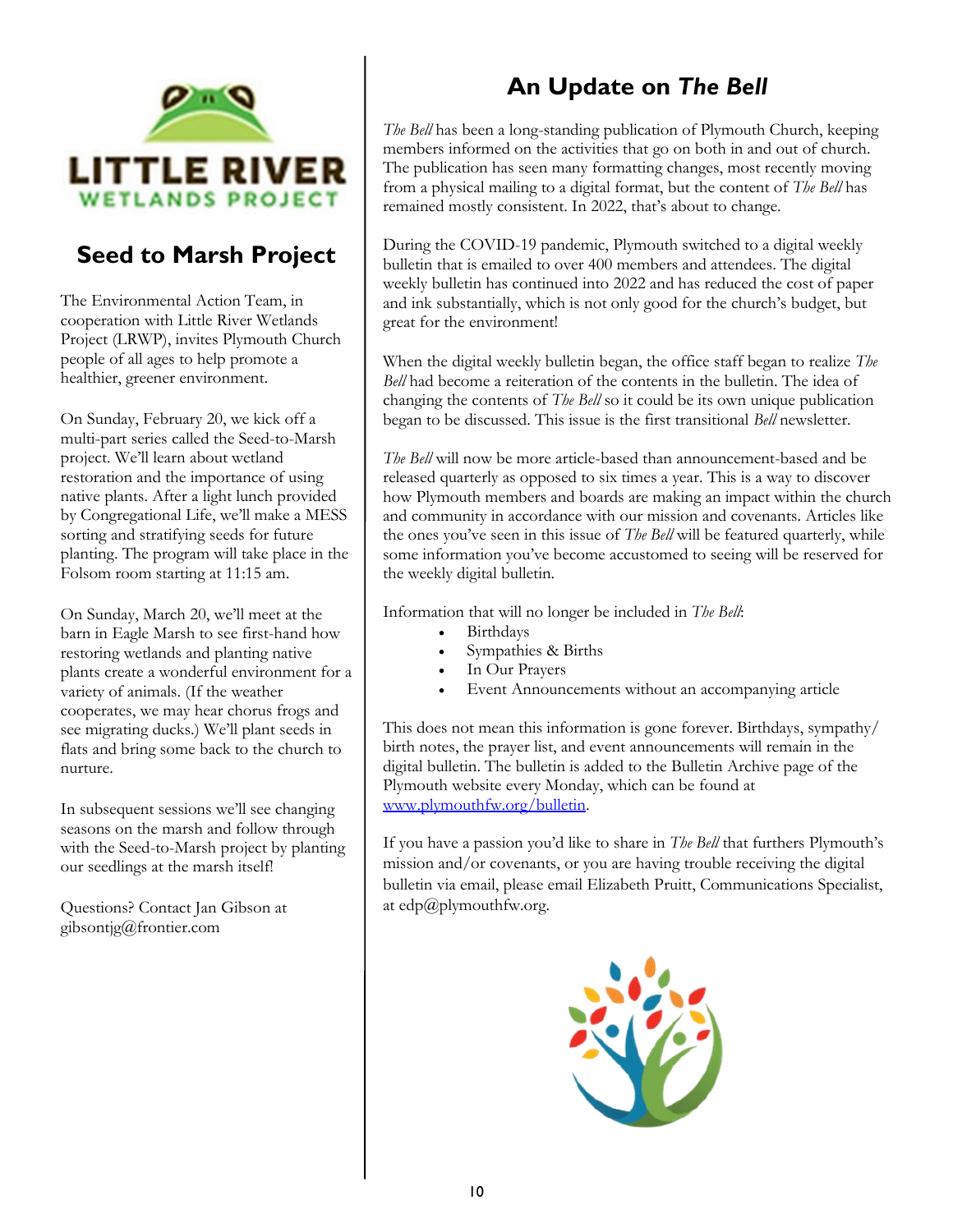LITTLE RIVER WETLANDS PROJECT

## Seed to Marsh Project

The Environmental Action Team, in cooperation with Little River Wetlands Project (LRWP), invites Plymouth Church people of all ages to help promote a healthier, greener environment.

On Sunday, February 20, we kick off a multi-part series called the Seed-to-Marsh project. We'll learn about wetland restoration and the importance of using native plants. After a light lunch provided by Congregational Life, we'll make a MESS sorting and stratifying seeds for future planting. The program will take place in the Folsom room starting at 11:15 am.

On Sunday, March 20, we'll meet at the barn in Eagle Marsh to see first-hand how restoring wetlands and planting native plants create a wonderful environment for a variety of animals. (If the weather cooperates, we may hear chorus frogs and see migrating ducks.) We'll plant seeds in flats and bring some back to the church to nurture.

In subsequent sessions we'll see changing seasons on the marsh and follow through with the Seed-to-Marsh project by planting our seedlings at the marsh itself!

Questions? Contact Jan Gibson at gibsontjg@frontier.com

## An Update on *The Bell*

*The Bell* has been a long-standing publication of Plymouth Church, keeping members informed on the activities that go on both in and out of church. The publication has seen many formatting changes, most recently moving from a physical mailing to a digital format, but the content of *The Bell* has remained mostly consistent. In 2022, that's about to change.

During the COVID-19 pandemic, Plymouth switched to a digital weekly bulletin that is emailed to over 400 members and attendees. The digital weekly bulletin has continued into 2022 and has reduced the cost of paper and ink substantially, which is not only good for the church's budget, but great for the environment!

When the digital weekly bulletin began, the office staff began to realize *The Bell* had become a reiteration of the contents in the bulletin. The idea of changing the contents of *The Bell* so it could be its own unique publication began to be discussed. This issue is the first transitional *Bell* newsletter.

*The Bell* will now be more article-based than announcement-based and be released quarterly as opposed to six times a year. This is a way to discover how Plymouth members and boards are making an impact within the church and community in accordance with our mission and covenants. Articles like the ones you've seen in this issue of *The Bell* will be featured quarterly, while some information you've become accustomed to seeing will be reserved for the weekly digital bulletin.

Information that will no longer be included in *The Bell*:

- Birthdays
- Sympathies & Births
- In Our Prayers
- Event Announcements without an accompanying article

This does not mean this information is gone forever. Birthdays, sympathy/birth notes, the prayer list, and event announcements will remain in the digital bulletin. The bulletin is added to the Bulletin Archive page of the Plymouth website every Monday, which can be found at www.plymouthfw.org/bulletin.

If you have a passion you'd like to share in *The Bell* that furthers Plymouth's mission and/or covenants, or you are having trouble receiving the digital bulletin via email, please email Elizabeth Pruitt, Communications Specialist, at edp@plymouthfw.org.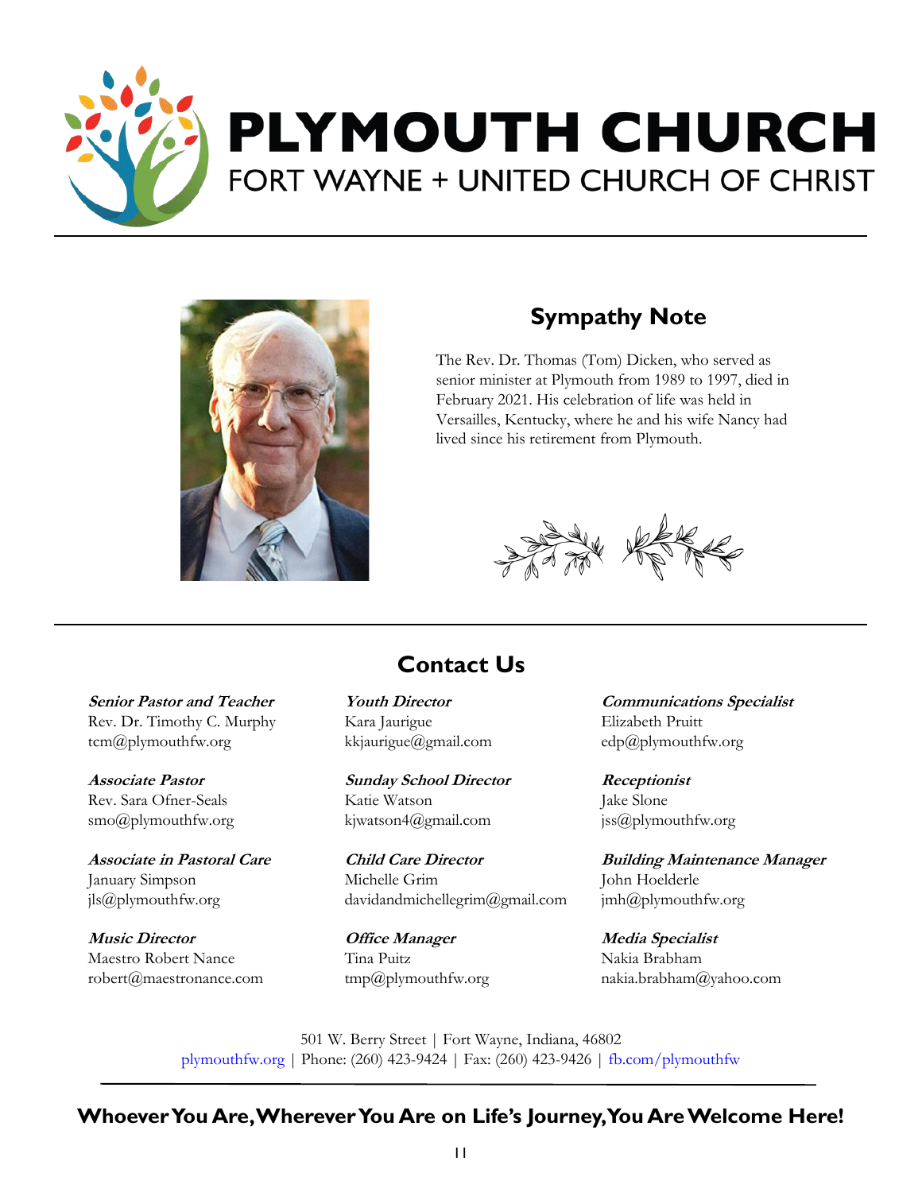# PLYMOUTH CHURCH

FORT WAYNE + UNITED CHURCH OF CHRIST

## Sympathy Note

The Rev. Dr. Thomas (Tom) Dicken, who served as senior minister at Plymouth from 1989 to 1997, died in February 2021. His celebration of life was held in Versailles, Kentucky, where he and his wife Nancy had lived since his retirement from Plymouth.

## Contact Us

***Senior Pastor and Teacher***
Rev. Dr. Timothy C. Murphy
tcm@plymouthfw.org

***Associate Pastor***
Rev. Sara Ofner-Seals
smo@plymouthfw.org

***Associate in Pastoral Care***
January Simpson
jls@plymouthfw.org

***Music Director***
Maestro Robert Nance
robert@maestronance.com

***Youth Director***
Kara Jaurigue
kkjaurigue@gmail.com

***Sunday School Director***
Katie Watson
kjwatson4@gmail.com

***Child Care Director***
Michelle Grim
davidandmichellegrim@gmail.com

***Office Manager***
Tina Puitz
tmp@plymouthfw.org

***Communications Specialist***
Elizabeth Pruitt
edp@plymouthfw.org

***Receptionist***
Jake Slone
jss@plymouthfw.org

***Building Maintenance Manager***
John Hoelderle
jmh@plymouthfw.org

***Media Specialist***
Nakia Brabham
nakia.brabham@yahoo.com

501 W. Berry Street | Fort Wayne, Indiana, 46802
plymouthfw.org | Phone: (260) 423-9424 | Fax: (260) 423-9426 | fb.com/plymouthfw

**Whoever You Are, Wherever You Are on Life's Journey, You Are Welcome Here!**